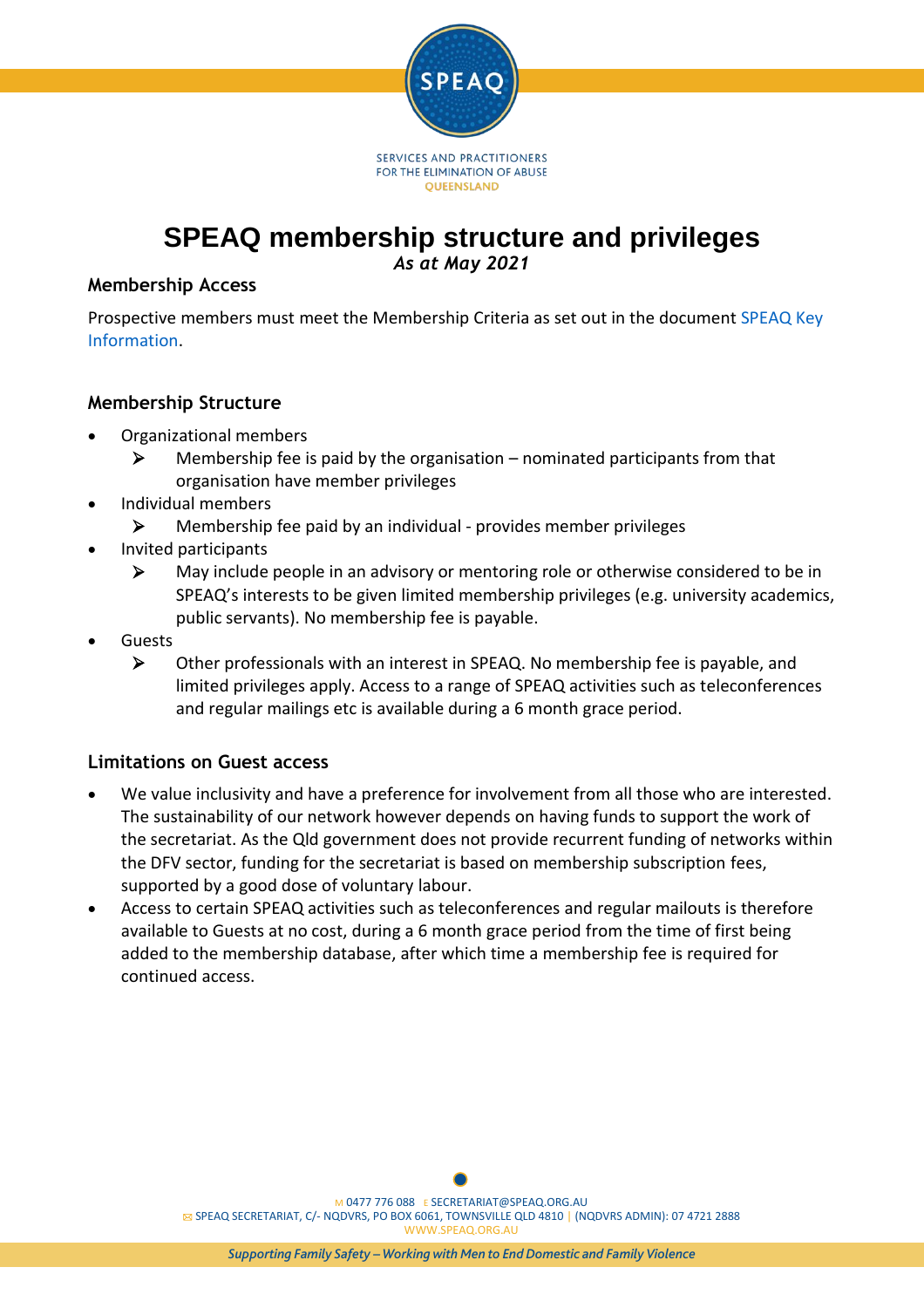SPEAQ

SERVICES AND PRACTITIONERS FOR THE ELIMINATION OF ABUSE QUEENSLAND

# SPEAQ membership structure and privileges

*As at May 2021*

## Membership Access

Prospective members must meet the Membership Criteria as set out in the document SPEAQ Key Information.

## Membership Structure

- Organizational members
  - Membership fee is paid by the organisation – nominated participants from that organisation have member privileges
- Individual members
  - Membership fee paid by an individual - provides member privileges
- Invited participants
  - May include people in an advisory or mentoring role or otherwise considered to be in SPEAQ's interests to be given limited membership privileges (e.g. university academics, public servants). No membership fee is payable.
- Guests
  - Other professionals with an interest in SPEAQ. No membership fee is payable, and limited privileges apply. Access to a range of SPEAQ activities such as teleconferences and regular mailings etc is available during a 6 month grace period.

## Limitations on Guest access

- We value inclusivity and have a preference for involvement from all those who are interested. The sustainability of our network however depends on having funds to support the work of the secretariat. As the Qld government does not provide recurrent funding of networks within the DFV sector, funding for the secretariat is based on membership subscription fees, supported by a good dose of voluntary labour.
- Access to certain SPEAQ activities such as teleconferences and regular mailouts is therefore available to Guests at no cost, during a 6 month grace period from the time of first being added to the membership database, after which time a membership fee is required for continued access.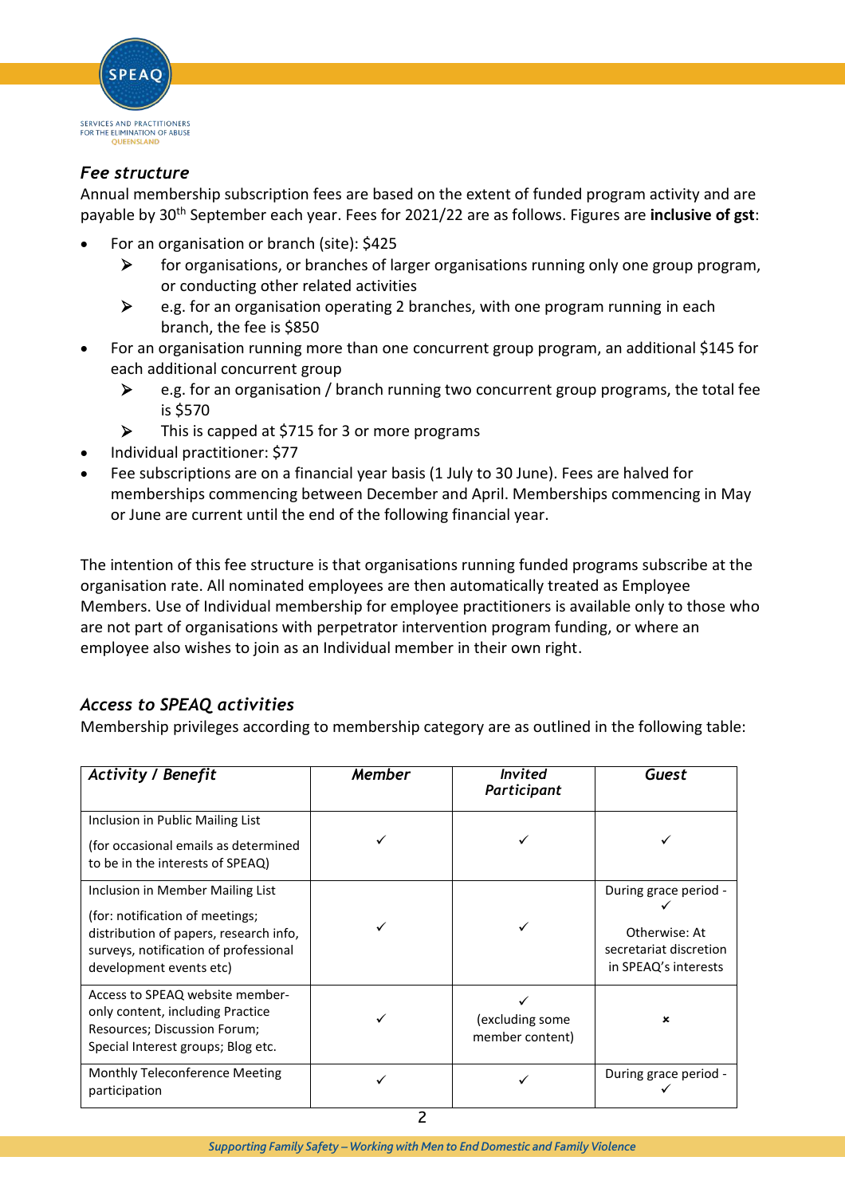### *Fee structure*

Annual membership subscription fees are based on the extent of funded program activity and are payable by 30th September each year. Fees for 2021/22 are as follows. Figures are **inclusive of gst**:

- For an organisation or branch (site): $425
  - for organisations, or branches of larger organisations running only one group program, or conducting other related activities
  - e.g. for an organisation operating 2 branches, with one program running in each branch, the fee is $850
- For an organisation running more than one concurrent group program, an additional $145 for each additional concurrent group
  - e.g. for an organisation / branch running two concurrent group programs, the total fee is $570
  - This is capped at $715 for 3 or more programs
- Individual practitioner: $77
- Fee subscriptions are on a financial year basis (1 July to 30 June). Fees are halved for memberships commencing between December and April. Memberships commencing in May or June are current until the end of the following financial year.

The intention of this fee structure is that organisations running funded programs subscribe at the organisation rate. All nominated employees are then automatically treated as Employee Members. Use of Individual membership for employee practitioners is available only to those who are not part of organisations with perpetrator intervention program funding, or where an employee also wishes to join as an Individual member in their own right.

### *Access to SPEAQ activities*

Membership privileges according to membership category are as outlined in the following table:

| *Activity / Benefit* | *Member* | *Invited Participant* | *Guest* |
|---|---|---|---|
| Inclusion in Public Mailing List<br>(for occasional emails as determined to be in the interests of SPEAQ) | ✓ | ✓ | ✓ |
| Inclusion in Member Mailing List<br>(for: notification of meetings; distribution of papers, research info, surveys, notification of professional development events etc) | ✓ | ✓ | During grace period - ✓<br>Otherwise: At secretariat discretion in SPEAQ's interests |
| Access to SPEAQ website member-only content, including Practice Resources; Discussion Forum; Special Interest groups; Blog etc. | ✓ | ✓ (excluding some member content) | × |
| Monthly Teleconference Meeting participation | ✓ | ✓ | During grace period - ✓ |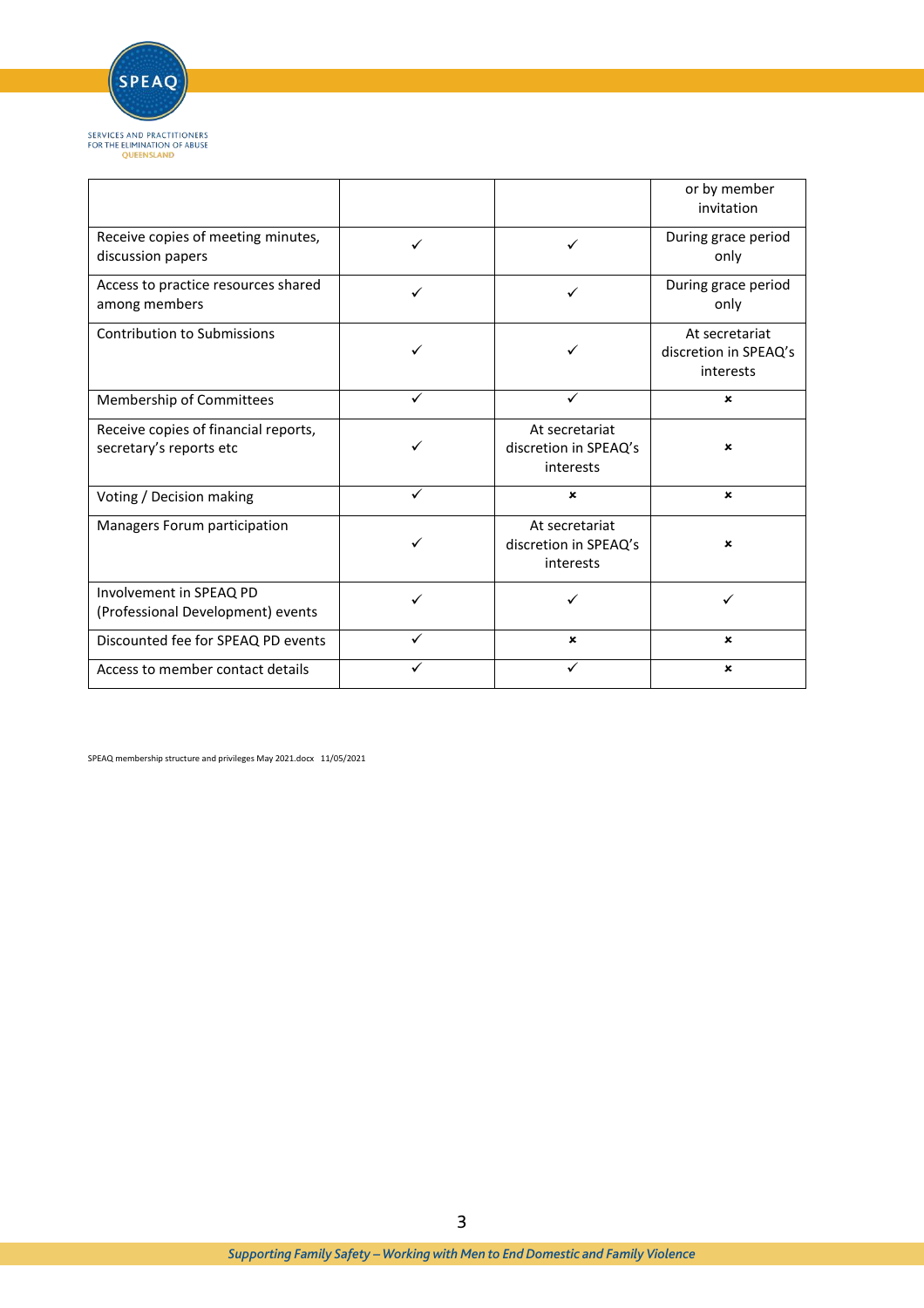| | | | |
|---|---|---|---|
| | | | or by member invitation |
| Receive copies of meeting minutes, discussion papers | ✓ | ✓ | During grace period only |
| Access to practice resources shared among members | ✓ | ✓ | During grace period only |
| Contribution to Submissions | ✓ | ✓ | At secretariat discretion in SPEAQ's interests |
| Membership of Committees | ✓ | ✓ | × |
| Receive copies of financial reports, secretary's reports etc | ✓ | At secretariat discretion in SPEAQ's interests | × |
| Voting / Decision making | ✓ | × | × |
| Managers Forum participation | ✓ | At secretariat discretion in SPEAQ's interests | × |
| Involvement in SPEAQ PD (Professional Development) events | ✓ | ✓ | ✓ |
| Discounted fee for SPEAQ PD events | ✓ | × | × |
| Access to member contact details | ✓ | ✓ | × |

SPEAQ membership structure and privileges May 2021.docx 11/05/2021